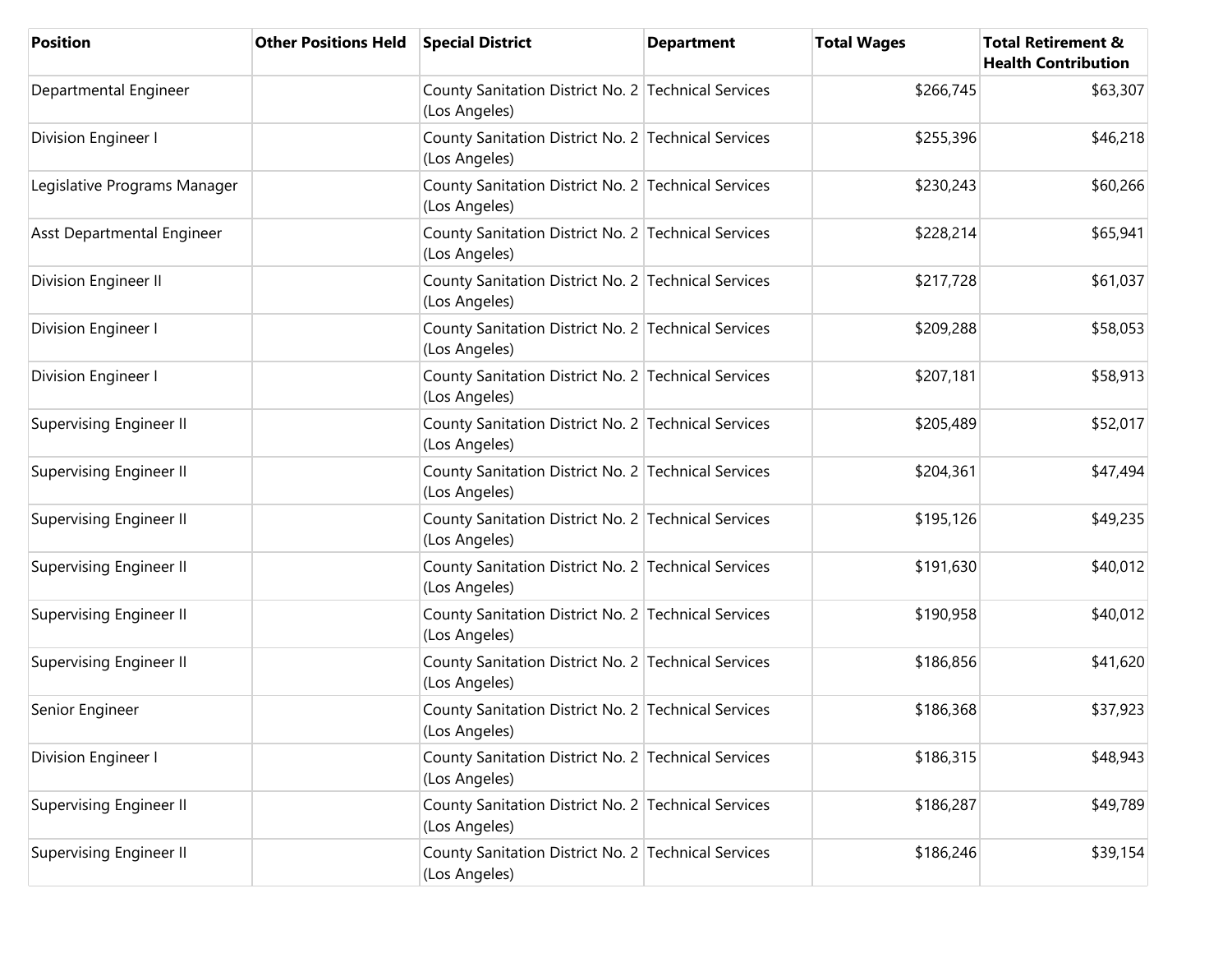| Position | Other Positions Held | Special District | Department | Total Wages | Total Retirement & Health Contribution |
|---|---|---|---|---|---|
| Departmental Engineer | | County Sanitation District No. 2 (Los Angeles) | Technical Services | $266,745 | $63,307 |
| Division Engineer I | | County Sanitation District No. 2 (Los Angeles) | Technical Services | $255,396 | $46,218 |
| Legislative Programs Manager | | County Sanitation District No. 2 (Los Angeles) | Technical Services | $230,243 | $60,266 |
| Asst Departmental Engineer | | County Sanitation District No. 2 (Los Angeles) | Technical Services | $228,214 | $65,941 |
| Division Engineer II | | County Sanitation District No. 2 (Los Angeles) | Technical Services | $217,728 | $61,037 |
| Division Engineer I | | County Sanitation District No. 2 (Los Angeles) | Technical Services | $209,288 | $58,053 |
| Division Engineer I | | County Sanitation District No. 2 (Los Angeles) | Technical Services | $207,181 | $58,913 |
| Supervising Engineer II | | County Sanitation District No. 2 (Los Angeles) | Technical Services | $205,489 | $52,017 |
| Supervising Engineer II | | County Sanitation District No. 2 (Los Angeles) | Technical Services | $204,361 | $47,494 |
| Supervising Engineer II | | County Sanitation District No. 2 (Los Angeles) | Technical Services | $195,126 | $49,235 |
| Supervising Engineer II | | County Sanitation District No. 2 (Los Angeles) | Technical Services | $191,630 | $40,012 |
| Supervising Engineer II | | County Sanitation District No. 2 (Los Angeles) | Technical Services | $190,958 | $40,012 |
| Supervising Engineer II | | County Sanitation District No. 2 (Los Angeles) | Technical Services | $186,856 | $41,620 |
| Senior Engineer | | County Sanitation District No. 2 (Los Angeles) | Technical Services | $186,368 | $37,923 |
| Division Engineer I | | County Sanitation District No. 2 (Los Angeles) | Technical Services | $186,315 | $48,943 |
| Supervising Engineer II | | County Sanitation District No. 2 (Los Angeles) | Technical Services | $186,287 | $49,789 |
| Supervising Engineer II | | County Sanitation District No. 2 (Los Angeles) | Technical Services | $186,246 | $39,154 |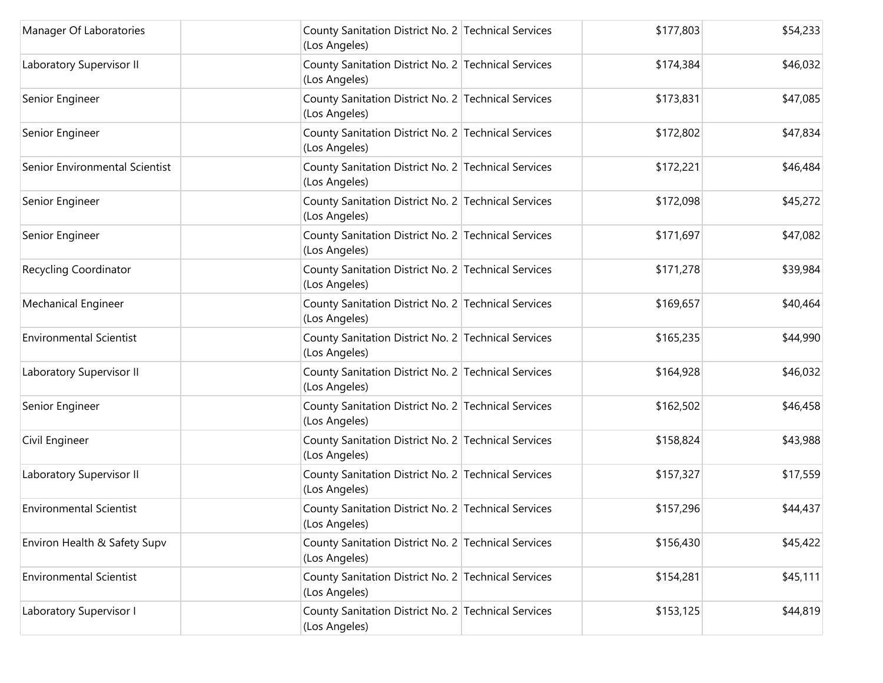| | | | | | |
|---|---|---|---|---|---|
| Manager Of Laboratories | | County Sanitation District No. 2 (Los Angeles) | Technical Services | $177,803 | $54,233 |
| Laboratory Supervisor II | | County Sanitation District No. 2 (Los Angeles) | Technical Services | $174,384 | $46,032 |
| Senior Engineer | | County Sanitation District No. 2 (Los Angeles) | Technical Services | $173,831 | $47,085 |
| Senior Engineer | | County Sanitation District No. 2 (Los Angeles) | Technical Services | $172,802 | $47,834 |
| Senior Environmental Scientist | | County Sanitation District No. 2 (Los Angeles) | Technical Services | $172,221 | $46,484 |
| Senior Engineer | | County Sanitation District No. 2 (Los Angeles) | Technical Services | $172,098 | $45,272 |
| Senior Engineer | | County Sanitation District No. 2 (Los Angeles) | Technical Services | $171,697 | $47,082 |
| Recycling Coordinator | | County Sanitation District No. 2 (Los Angeles) | Technical Services | $171,278 | $39,984 |
| Mechanical Engineer | | County Sanitation District No. 2 (Los Angeles) | Technical Services | $169,657 | $40,464 |
| Environmental Scientist | | County Sanitation District No. 2 (Los Angeles) | Technical Services | $165,235 | $44,990 |
| Laboratory Supervisor II | | County Sanitation District No. 2 (Los Angeles) | Technical Services | $164,928 | $46,032 |
| Senior Engineer | | County Sanitation District No. 2 (Los Angeles) | Technical Services | $162,502 | $46,458 |
| Civil Engineer | | County Sanitation District No. 2 (Los Angeles) | Technical Services | $158,824 | $43,988 |
| Laboratory Supervisor II | | County Sanitation District No. 2 (Los Angeles) | Technical Services | $157,327 | $17,559 |
| Environmental Scientist | | County Sanitation District No. 2 (Los Angeles) | Technical Services | $157,296 | $44,437 |
| Environ Health & Safety Supv | | County Sanitation District No. 2 (Los Angeles) | Technical Services | $156,430 | $45,422 |
| Environmental Scientist | | County Sanitation District No. 2 (Los Angeles) | Technical Services | $154,281 | $45,111 |
| Laboratory Supervisor I | | County Sanitation District No. 2 (Los Angeles) | Technical Services | $153,125 | $44,819 |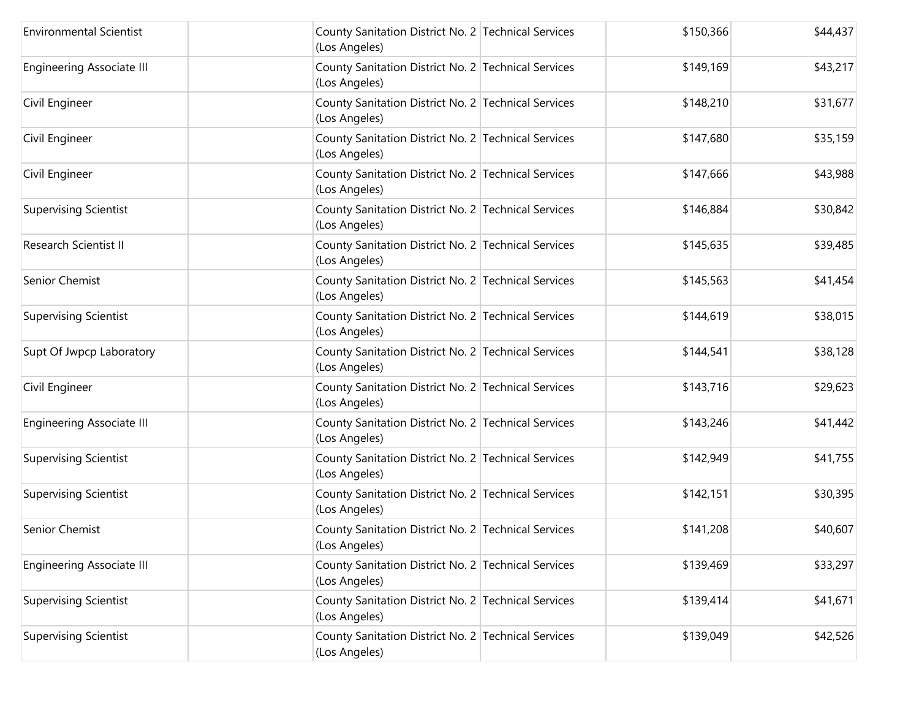| | | | | | |
|---|---|---|---|---|---|
| Environmental Scientist | | County Sanitation District No. 2 (Los Angeles) | Technical Services | $150,366 | $44,437 |
| Engineering Associate III | | County Sanitation District No. 2 (Los Angeles) | Technical Services | $149,169 | $43,217 |
| Civil Engineer | | County Sanitation District No. 2 (Los Angeles) | Technical Services | $148,210 | $31,677 |
| Civil Engineer | | County Sanitation District No. 2 (Los Angeles) | Technical Services | $147,680 | $35,159 |
| Civil Engineer | | County Sanitation District No. 2 (Los Angeles) | Technical Services | $147,666 | $43,988 |
| Supervising Scientist | | County Sanitation District No. 2 (Los Angeles) | Technical Services | $146,884 | $30,842 |
| Research Scientist II | | County Sanitation District No. 2 (Los Angeles) | Technical Services | $145,635 | $39,485 |
| Senior Chemist | | County Sanitation District No. 2 (Los Angeles) | Technical Services | $145,563 | $41,454 |
| Supervising Scientist | | County Sanitation District No. 2 (Los Angeles) | Technical Services | $144,619 | $38,015 |
| Supt Of Jwpcp Laboratory | | County Sanitation District No. 2 (Los Angeles) | Technical Services | $144,541 | $38,128 |
| Civil Engineer | | County Sanitation District No. 2 (Los Angeles) | Technical Services | $143,716 | $29,623 |
| Engineering Associate III | | County Sanitation District No. 2 (Los Angeles) | Technical Services | $143,246 | $41,442 |
| Supervising Scientist | | County Sanitation District No. 2 (Los Angeles) | Technical Services | $142,949 | $41,755 |
| Supervising Scientist | | County Sanitation District No. 2 (Los Angeles) | Technical Services | $142,151 | $30,395 |
| Senior Chemist | | County Sanitation District No. 2 (Los Angeles) | Technical Services | $141,208 | $40,607 |
| Engineering Associate III | | County Sanitation District No. 2 (Los Angeles) | Technical Services | $139,469 | $33,297 |
| Supervising Scientist | | County Sanitation District No. 2 (Los Angeles) | Technical Services | $139,414 | $41,671 |
| Supervising Scientist | | County Sanitation District No. 2 (Los Angeles) | Technical Services | $139,049 | $42,526 |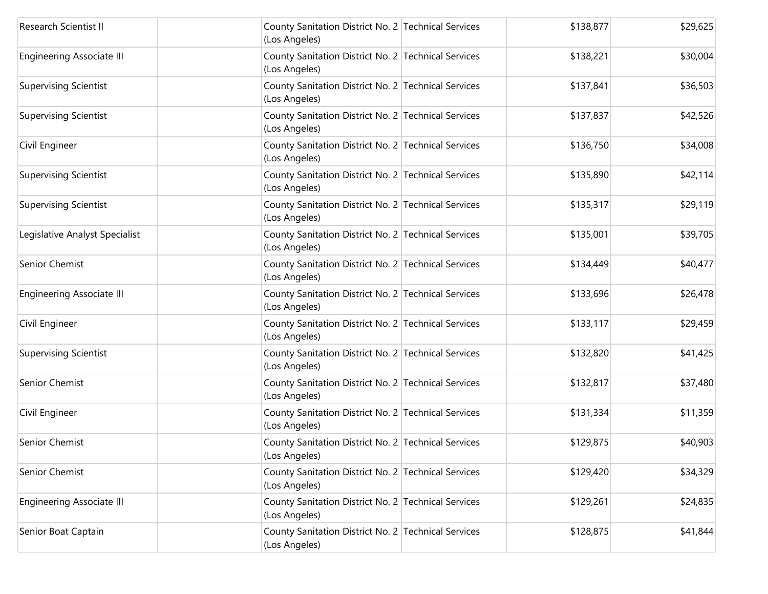| | | | | | |
|---|---|---|---|---|---|
| Research Scientist II | | County Sanitation District No. 2 (Los Angeles) | Technical Services | $138,877 | $29,625 |
| Engineering Associate III | | County Sanitation District No. 2 (Los Angeles) | Technical Services | $138,221 | $30,004 |
| Supervising Scientist | | County Sanitation District No. 2 (Los Angeles) | Technical Services | $137,841 | $36,503 |
| Supervising Scientist | | County Sanitation District No. 2 (Los Angeles) | Technical Services | $137,837 | $42,526 |
| Civil Engineer | | County Sanitation District No. 2 (Los Angeles) | Technical Services | $136,750 | $34,008 |
| Supervising Scientist | | County Sanitation District No. 2 (Los Angeles) | Technical Services | $135,890 | $42,114 |
| Supervising Scientist | | County Sanitation District No. 2 (Los Angeles) | Technical Services | $135,317 | $29,119 |
| Legislative Analyst Specialist | | County Sanitation District No. 2 (Los Angeles) | Technical Services | $135,001 | $39,705 |
| Senior Chemist | | County Sanitation District No. 2 (Los Angeles) | Technical Services | $134,449 | $40,477 |
| Engineering Associate III | | County Sanitation District No. 2 (Los Angeles) | Technical Services | $133,696 | $26,478 |
| Civil Engineer | | County Sanitation District No. 2 (Los Angeles) | Technical Services | $133,117 | $29,459 |
| Supervising Scientist | | County Sanitation District No. 2 (Los Angeles) | Technical Services | $132,820 | $41,425 |
| Senior Chemist | | County Sanitation District No. 2 (Los Angeles) | Technical Services | $132,817 | $37,480 |
| Civil Engineer | | County Sanitation District No. 2 (Los Angeles) | Technical Services | $131,334 | $11,359 |
| Senior Chemist | | County Sanitation District No. 2 (Los Angeles) | Technical Services | $129,875 | $40,903 |
| Senior Chemist | | County Sanitation District No. 2 (Los Angeles) | Technical Services | $129,420 | $34,329 |
| Engineering Associate III | | County Sanitation District No. 2 (Los Angeles) | Technical Services | $129,261 | $24,835 |
| Senior Boat Captain | | County Sanitation District No. 2 (Los Angeles) | Technical Services | $128,875 | $41,844 |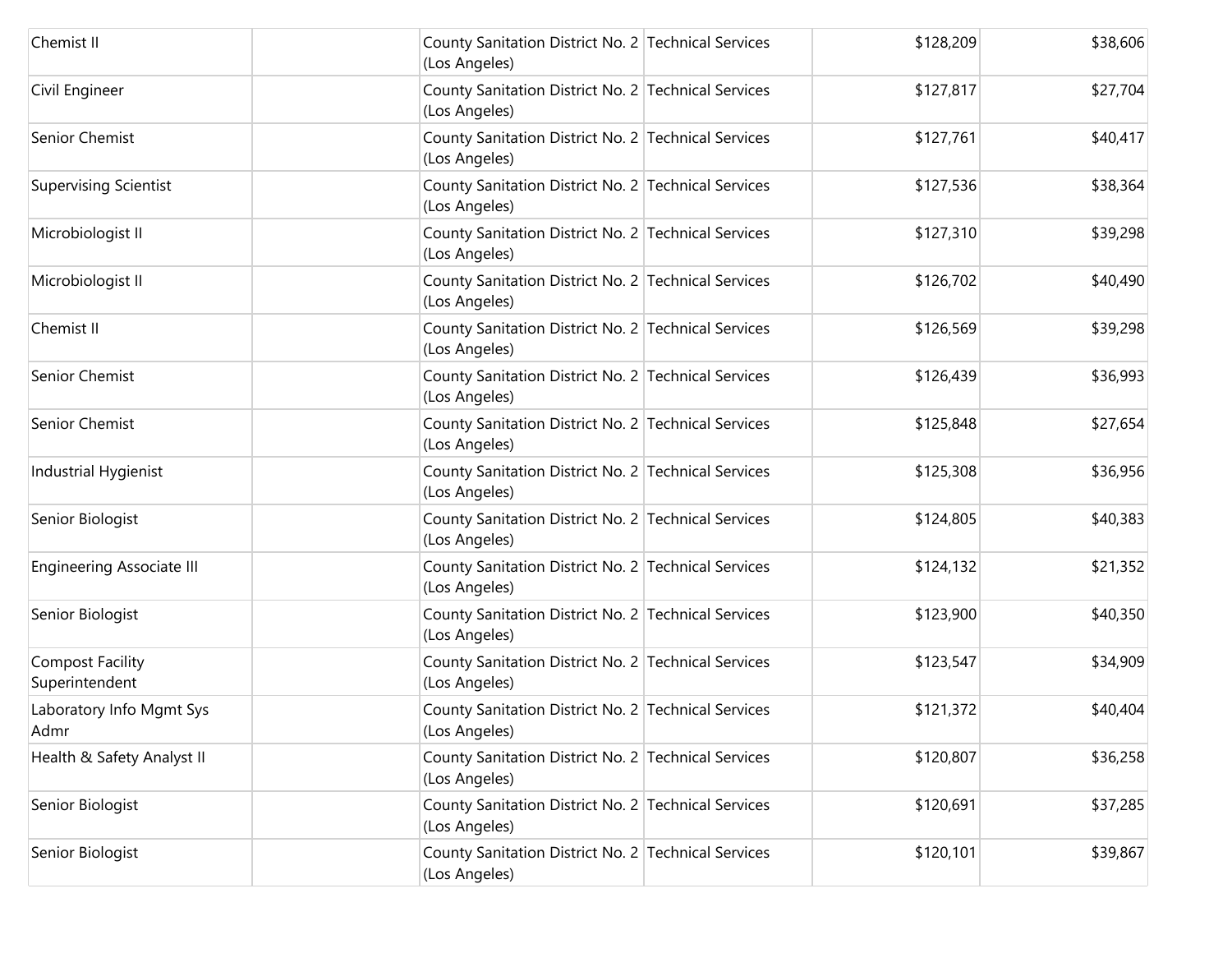| | | | | | |
|---|---|---|---|---|---|
| Chemist II | | County Sanitation District No. 2 (Los Angeles) | Technical Services | $128,209 | $38,606 |
| Civil Engineer | | County Sanitation District No. 2 (Los Angeles) | Technical Services | $127,817 | $27,704 |
| Senior Chemist | | County Sanitation District No. 2 (Los Angeles) | Technical Services | $127,761 | $40,417 |
| Supervising Scientist | | County Sanitation District No. 2 (Los Angeles) | Technical Services | $127,536 | $38,364 |
| Microbiologist II | | County Sanitation District No. 2 (Los Angeles) | Technical Services | $127,310 | $39,298 |
| Microbiologist II | | County Sanitation District No. 2 (Los Angeles) | Technical Services | $126,702 | $40,490 |
| Chemist II | | County Sanitation District No. 2 (Los Angeles) | Technical Services | $126,569 | $39,298 |
| Senior Chemist | | County Sanitation District No. 2 (Los Angeles) | Technical Services | $126,439 | $36,993 |
| Senior Chemist | | County Sanitation District No. 2 (Los Angeles) | Technical Services | $125,848 | $27,654 |
| Industrial Hygienist | | County Sanitation District No. 2 (Los Angeles) | Technical Services | $125,308 | $36,956 |
| Senior Biologist | | County Sanitation District No. 2 (Los Angeles) | Technical Services | $124,805 | $40,383 |
| Engineering Associate III | | County Sanitation District No. 2 (Los Angeles) | Technical Services | $124,132 | $21,352 |
| Senior Biologist | | County Sanitation District No. 2 (Los Angeles) | Technical Services | $123,900 | $40,350 |
| Compost Facility Superintendent | | County Sanitation District No. 2 (Los Angeles) | Technical Services | $123,547 | $34,909 |
| Laboratory Info Mgmt Sys Admr | | County Sanitation District No. 2 (Los Angeles) | Technical Services | $121,372 | $40,404 |
| Health & Safety Analyst II | | County Sanitation District No. 2 (Los Angeles) | Technical Services | $120,807 | $36,258 |
| Senior Biologist | | County Sanitation District No. 2 (Los Angeles) | Technical Services | $120,691 | $37,285 |
| Senior Biologist | | County Sanitation District No. 2 (Los Angeles) | Technical Services | $120,101 | $39,867 |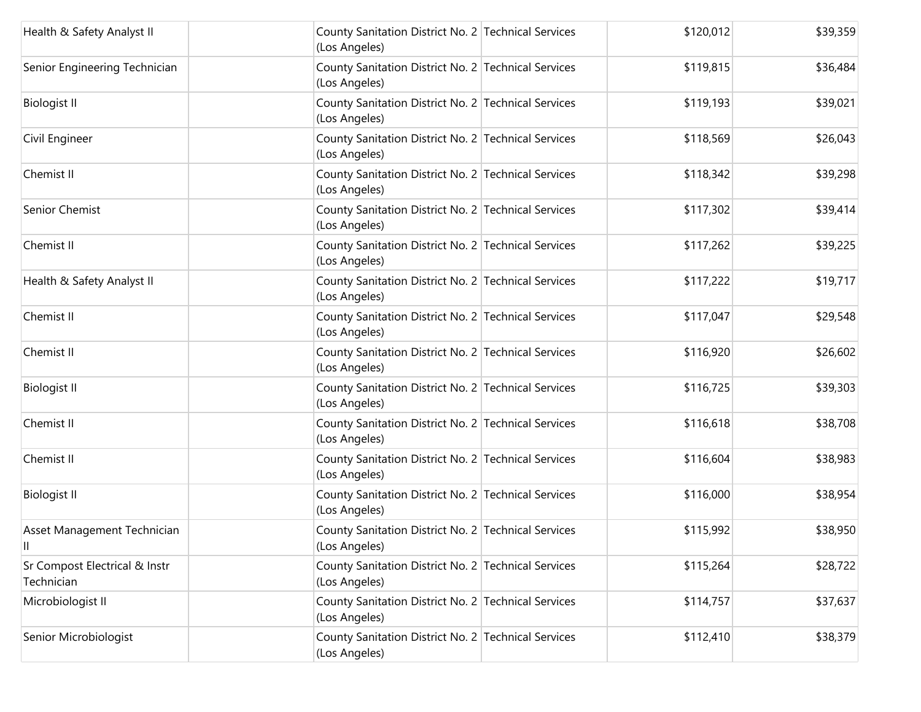| | | | | | |
|---|---|---|---|---|---|
| Health & Safety Analyst II | | County Sanitation District No. 2 (Los Angeles) | Technical Services | $120,012 | $39,359 |
| Senior Engineering Technician | | County Sanitation District No. 2 (Los Angeles) | Technical Services | $119,815 | $36,484 |
| Biologist II | | County Sanitation District No. 2 (Los Angeles) | Technical Services | $119,193 | $39,021 |
| Civil Engineer | | County Sanitation District No. 2 (Los Angeles) | Technical Services | $118,569 | $26,043 |
| Chemist II | | County Sanitation District No. 2 (Los Angeles) | Technical Services | $118,342 | $39,298 |
| Senior Chemist | | County Sanitation District No. 2 (Los Angeles) | Technical Services | $117,302 | $39,414 |
| Chemist II | | County Sanitation District No. 2 (Los Angeles) | Technical Services | $117,262 | $39,225 |
| Health & Safety Analyst II | | County Sanitation District No. 2 (Los Angeles) | Technical Services | $117,222 | $19,717 |
| Chemist II | | County Sanitation District No. 2 (Los Angeles) | Technical Services | $117,047 | $29,548 |
| Chemist II | | County Sanitation District No. 2 (Los Angeles) | Technical Services | $116,920 | $26,602 |
| Biologist II | | County Sanitation District No. 2 (Los Angeles) | Technical Services | $116,725 | $39,303 |
| Chemist II | | County Sanitation District No. 2 (Los Angeles) | Technical Services | $116,618 | $38,708 |
| Chemist II | | County Sanitation District No. 2 (Los Angeles) | Technical Services | $116,604 | $38,983 |
| Biologist II | | County Sanitation District No. 2 (Los Angeles) | Technical Services | $116,000 | $38,954 |
| Asset Management Technician II | | County Sanitation District No. 2 (Los Angeles) | Technical Services | $115,992 | $38,950 |
| Sr Compost Electrical & Instr Technician | | County Sanitation District No. 2 (Los Angeles) | Technical Services | $115,264 | $28,722 |
| Microbiologist II | | County Sanitation District No. 2 (Los Angeles) | Technical Services | $114,757 | $37,637 |
| Senior Microbiologist | | County Sanitation District No. 2 (Los Angeles) | Technical Services | $112,410 | $38,379 |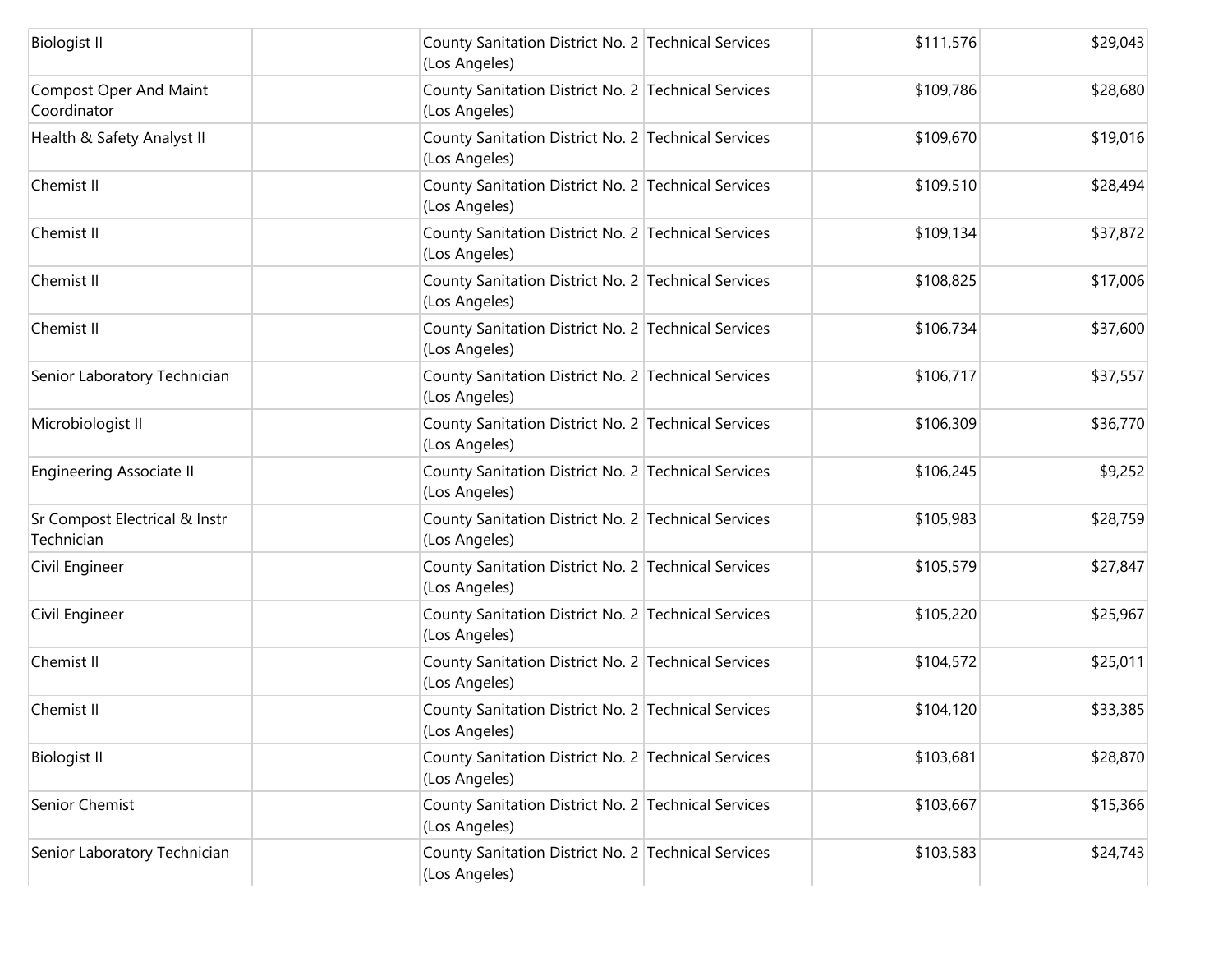| | | | | | |
|---|---|---|---|---|---|
| Biologist II | | County Sanitation District No. 2 (Los Angeles) | Technical Services | $111,576 | $29,043 |
| Compost Oper And Maint Coordinator | | County Sanitation District No. 2 (Los Angeles) | Technical Services | $109,786 | $28,680 |
| Health & Safety Analyst II | | County Sanitation District No. 2 (Los Angeles) | Technical Services | $109,670 | $19,016 |
| Chemist II | | County Sanitation District No. 2 (Los Angeles) | Technical Services | $109,510 | $28,494 |
| Chemist II | | County Sanitation District No. 2 (Los Angeles) | Technical Services | $109,134 | $37,872 |
| Chemist II | | County Sanitation District No. 2 (Los Angeles) | Technical Services | $108,825 | $17,006 |
| Chemist II | | County Sanitation District No. 2 (Los Angeles) | Technical Services | $106,734 | $37,600 |
| Senior Laboratory Technician | | County Sanitation District No. 2 (Los Angeles) | Technical Services | $106,717 | $37,557 |
| Microbiologist II | | County Sanitation District No. 2 (Los Angeles) | Technical Services | $106,309 | $36,770 |
| Engineering Associate II | | County Sanitation District No. 2 (Los Angeles) | Technical Services | $106,245 | $9,252 |
| Sr Compost Electrical & Instr Technician | | County Sanitation District No. 2 (Los Angeles) | Technical Services | $105,983 | $28,759 |
| Civil Engineer | | County Sanitation District No. 2 (Los Angeles) | Technical Services | $105,579 | $27,847 |
| Civil Engineer | | County Sanitation District No. 2 (Los Angeles) | Technical Services | $105,220 | $25,967 |
| Chemist II | | County Sanitation District No. 2 (Los Angeles) | Technical Services | $104,572 | $25,011 |
| Chemist II | | County Sanitation District No. 2 (Los Angeles) | Technical Services | $104,120 | $33,385 |
| Biologist II | | County Sanitation District No. 2 (Los Angeles) | Technical Services | $103,681 | $28,870 |
| Senior Chemist | | County Sanitation District No. 2 (Los Angeles) | Technical Services | $103,667 | $15,366 |
| Senior Laboratory Technician | | County Sanitation District No. 2 (Los Angeles) | Technical Services | $103,583 | $24,743 |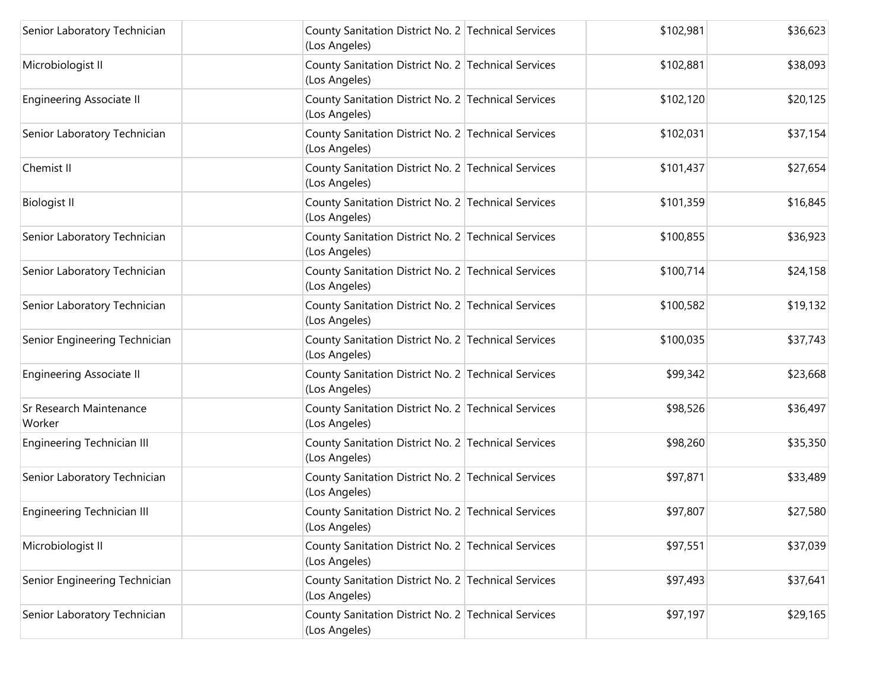| | | | | | |
|---|---|---|---|---|---|
| Senior Laboratory Technician | | County Sanitation District No. 2 (Los Angeles) | Technical Services | $102,981 | $36,623 |
| Microbiologist II | | County Sanitation District No. 2 (Los Angeles) | Technical Services | $102,881 | $38,093 |
| Engineering Associate II | | County Sanitation District No. 2 (Los Angeles) | Technical Services | $102,120 | $20,125 |
| Senior Laboratory Technician | | County Sanitation District No. 2 (Los Angeles) | Technical Services | $102,031 | $37,154 |
| Chemist II | | County Sanitation District No. 2 (Los Angeles) | Technical Services | $101,437 | $27,654 |
| Biologist II | | County Sanitation District No. 2 (Los Angeles) | Technical Services | $101,359 | $16,845 |
| Senior Laboratory Technician | | County Sanitation District No. 2 (Los Angeles) | Technical Services | $100,855 | $36,923 |
| Senior Laboratory Technician | | County Sanitation District No. 2 (Los Angeles) | Technical Services | $100,714 | $24,158 |
| Senior Laboratory Technician | | County Sanitation District No. 2 (Los Angeles) | Technical Services | $100,582 | $19,132 |
| Senior Engineering Technician | | County Sanitation District No. 2 (Los Angeles) | Technical Services | $100,035 | $37,743 |
| Engineering Associate II | | County Sanitation District No. 2 (Los Angeles) | Technical Services | $99,342 | $23,668 |
| Sr Research Maintenance Worker | | County Sanitation District No. 2 (Los Angeles) | Technical Services | $98,526 | $36,497 |
| Engineering Technician III | | County Sanitation District No. 2 (Los Angeles) | Technical Services | $98,260 | $35,350 |
| Senior Laboratory Technician | | County Sanitation District No. 2 (Los Angeles) | Technical Services | $97,871 | $33,489 |
| Engineering Technician III | | County Sanitation District No. 2 (Los Angeles) | Technical Services | $97,807 | $27,580 |
| Microbiologist II | | County Sanitation District No. 2 (Los Angeles) | Technical Services | $97,551 | $37,039 |
| Senior Engineering Technician | | County Sanitation District No. 2 (Los Angeles) | Technical Services | $97,493 | $37,641 |
| Senior Laboratory Technician | | County Sanitation District No. 2 (Los Angeles) | Technical Services | $97,197 | $29,165 |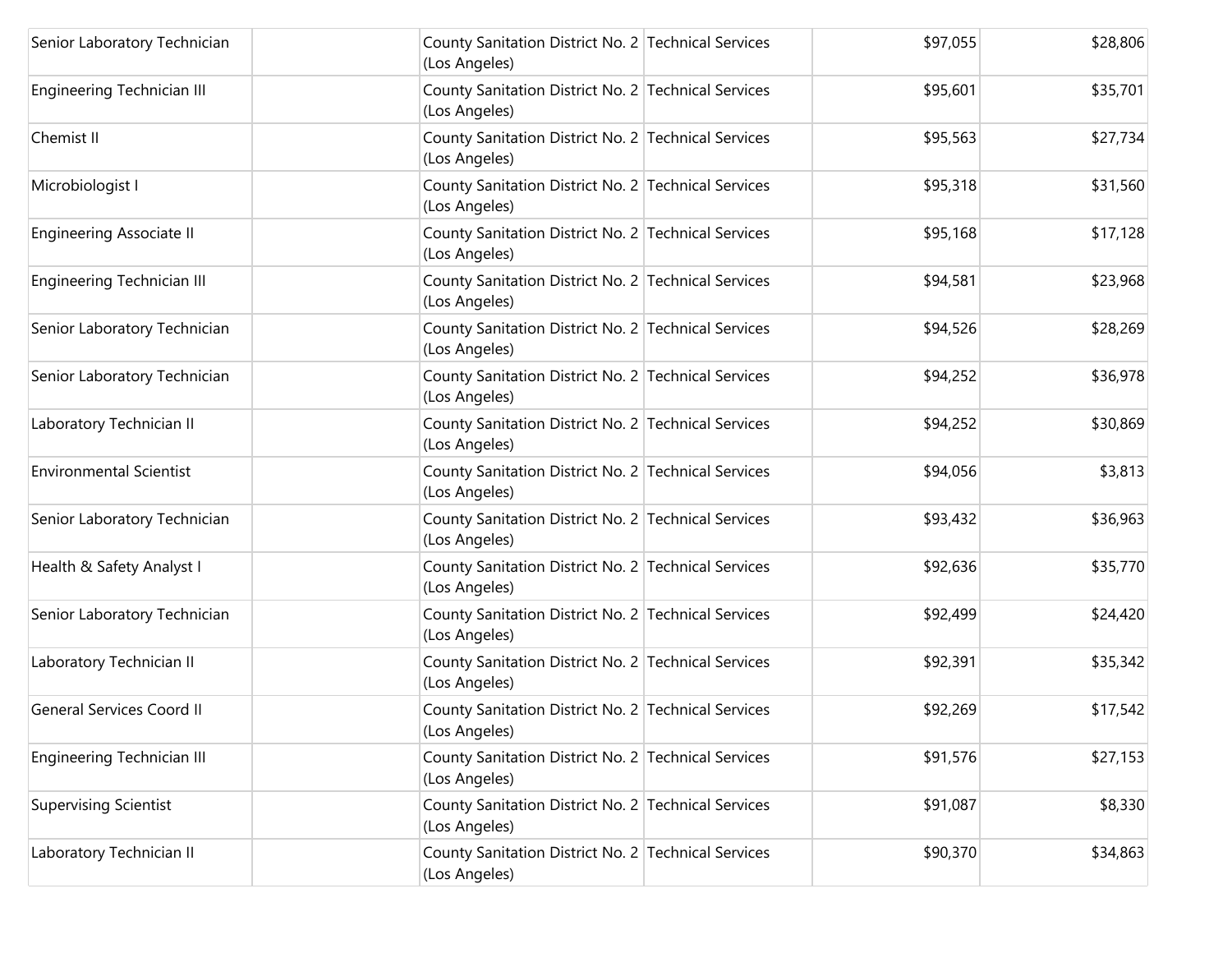| | | | | | |
|---|---|---|---|---|---|
| Senior Laboratory Technician | | County Sanitation District No. 2 (Los Angeles) | Technical Services | $97,055 | $28,806 |
| Engineering Technician III | | County Sanitation District No. 2 (Los Angeles) | Technical Services | $95,601 | $35,701 |
| Chemist II | | County Sanitation District No. 2 (Los Angeles) | Technical Services | $95,563 | $27,734 |
| Microbiologist I | | County Sanitation District No. 2 (Los Angeles) | Technical Services | $95,318 | $31,560 |
| Engineering Associate II | | County Sanitation District No. 2 (Los Angeles) | Technical Services | $95,168 | $17,128 |
| Engineering Technician III | | County Sanitation District No. 2 (Los Angeles) | Technical Services | $94,581 | $23,968 |
| Senior Laboratory Technician | | County Sanitation District No. 2 (Los Angeles) | Technical Services | $94,526 | $28,269 |
| Senior Laboratory Technician | | County Sanitation District No. 2 (Los Angeles) | Technical Services | $94,252 | $36,978 |
| Laboratory Technician II | | County Sanitation District No. 2 (Los Angeles) | Technical Services | $94,252 | $30,869 |
| Environmental Scientist | | County Sanitation District No. 2 (Los Angeles) | Technical Services | $94,056 | $3,813 |
| Senior Laboratory Technician | | County Sanitation District No. 2 (Los Angeles) | Technical Services | $93,432 | $36,963 |
| Health & Safety Analyst I | | County Sanitation District No. 2 (Los Angeles) | Technical Services | $92,636 | $35,770 |
| Senior Laboratory Technician | | County Sanitation District No. 2 (Los Angeles) | Technical Services | $92,499 | $24,420 |
| Laboratory Technician II | | County Sanitation District No. 2 (Los Angeles) | Technical Services | $92,391 | $35,342 |
| General Services Coord II | | County Sanitation District No. 2 (Los Angeles) | Technical Services | $92,269 | $17,542 |
| Engineering Technician III | | County Sanitation District No. 2 (Los Angeles) | Technical Services | $91,576 | $27,153 |
| Supervising Scientist | | County Sanitation District No. 2 (Los Angeles) | Technical Services | $91,087 | $8,330 |
| Laboratory Technician II | | County Sanitation District No. 2 (Los Angeles) | Technical Services | $90,370 | $34,863 |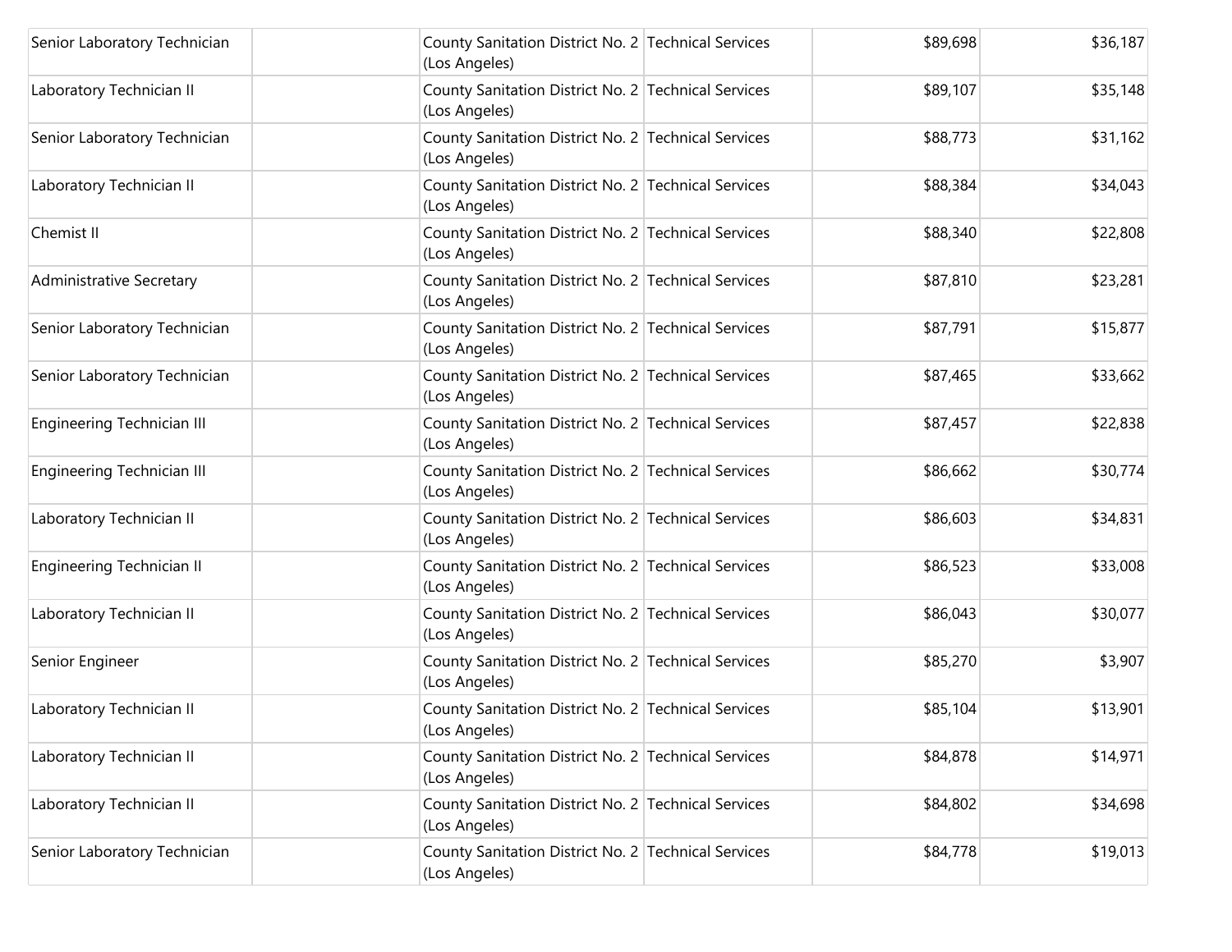| | | | | | |
|---|---|---|---|---|---|
| Senior Laboratory Technician | | County Sanitation District No. 2 (Los Angeles) | Technical Services | $89,698 | $36,187 |
| Laboratory Technician II | | County Sanitation District No. 2 (Los Angeles) | Technical Services | $89,107 | $35,148 |
| Senior Laboratory Technician | | County Sanitation District No. 2 (Los Angeles) | Technical Services | $88,773 | $31,162 |
| Laboratory Technician II | | County Sanitation District No. 2 (Los Angeles) | Technical Services | $88,384 | $34,043 |
| Chemist II | | County Sanitation District No. 2 (Los Angeles) | Technical Services | $88,340 | $22,808 |
| Administrative Secretary | | County Sanitation District No. 2 (Los Angeles) | Technical Services | $87,810 | $23,281 |
| Senior Laboratory Technician | | County Sanitation District No. 2 (Los Angeles) | Technical Services | $87,791 | $15,877 |
| Senior Laboratory Technician | | County Sanitation District No. 2 (Los Angeles) | Technical Services | $87,465 | $33,662 |
| Engineering Technician III | | County Sanitation District No. 2 (Los Angeles) | Technical Services | $87,457 | $22,838 |
| Engineering Technician III | | County Sanitation District No. 2 (Los Angeles) | Technical Services | $86,662 | $30,774 |
| Laboratory Technician II | | County Sanitation District No. 2 (Los Angeles) | Technical Services | $86,603 | $34,831 |
| Engineering Technician II | | County Sanitation District No. 2 (Los Angeles) | Technical Services | $86,523 | $33,008 |
| Laboratory Technician II | | County Sanitation District No. 2 (Los Angeles) | Technical Services | $86,043 | $30,077 |
| Senior Engineer | | County Sanitation District No. 2 (Los Angeles) | Technical Services | $85,270 | $3,907 |
| Laboratory Technician II | | County Sanitation District No. 2 (Los Angeles) | Technical Services | $85,104 | $13,901 |
| Laboratory Technician II | | County Sanitation District No. 2 (Los Angeles) | Technical Services | $84,878 | $14,971 |
| Laboratory Technician II | | County Sanitation District No. 2 (Los Angeles) | Technical Services | $84,802 | $34,698 |
| Senior Laboratory Technician | | County Sanitation District No. 2 (Los Angeles) | Technical Services | $84,778 | $19,013 |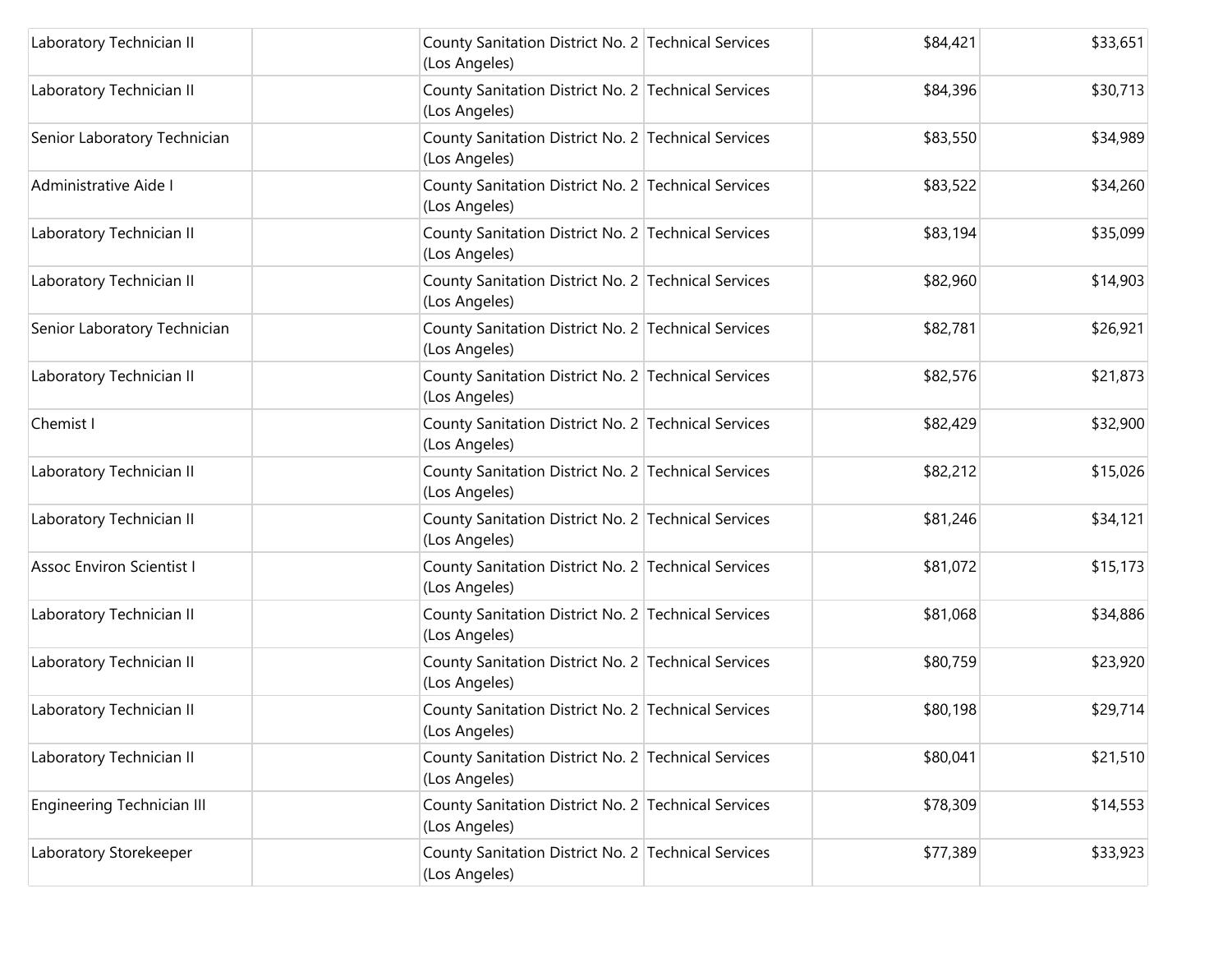| | | | | | |
|---|---|---|---|---|---|
| Laboratory Technician II | | County Sanitation District No. 2 (Los Angeles) | Technical Services | $84,421 | $33,651 |
| Laboratory Technician II | | County Sanitation District No. 2 (Los Angeles) | Technical Services | $84,396 | $30,713 |
| Senior Laboratory Technician | | County Sanitation District No. 2 (Los Angeles) | Technical Services | $83,550 | $34,989 |
| Administrative Aide I | | County Sanitation District No. 2 (Los Angeles) | Technical Services | $83,522 | $34,260 |
| Laboratory Technician II | | County Sanitation District No. 2 (Los Angeles) | Technical Services | $83,194 | $35,099 |
| Laboratory Technician II | | County Sanitation District No. 2 (Los Angeles) | Technical Services | $82,960 | $14,903 |
| Senior Laboratory Technician | | County Sanitation District No. 2 (Los Angeles) | Technical Services | $82,781 | $26,921 |
| Laboratory Technician II | | County Sanitation District No. 2 (Los Angeles) | Technical Services | $82,576 | $21,873 |
| Chemist I | | County Sanitation District No. 2 (Los Angeles) | Technical Services | $82,429 | $32,900 |
| Laboratory Technician II | | County Sanitation District No. 2 (Los Angeles) | Technical Services | $82,212 | $15,026 |
| Laboratory Technician II | | County Sanitation District No. 2 (Los Angeles) | Technical Services | $81,246 | $34,121 |
| Assoc Environ Scientist I | | County Sanitation District No. 2 (Los Angeles) | Technical Services | $81,072 | $15,173 |
| Laboratory Technician II | | County Sanitation District No. 2 (Los Angeles) | Technical Services | $81,068 | $34,886 |
| Laboratory Technician II | | County Sanitation District No. 2 (Los Angeles) | Technical Services | $80,759 | $23,920 |
| Laboratory Technician II | | County Sanitation District No. 2 (Los Angeles) | Technical Services | $80,198 | $29,714 |
| Laboratory Technician II | | County Sanitation District No. 2 (Los Angeles) | Technical Services | $80,041 | $21,510 |
| Engineering Technician III | | County Sanitation District No. 2 (Los Angeles) | Technical Services | $78,309 | $14,553 |
| Laboratory Storekeeper | | County Sanitation District No. 2 (Los Angeles) | Technical Services | $77,389 | $33,923 |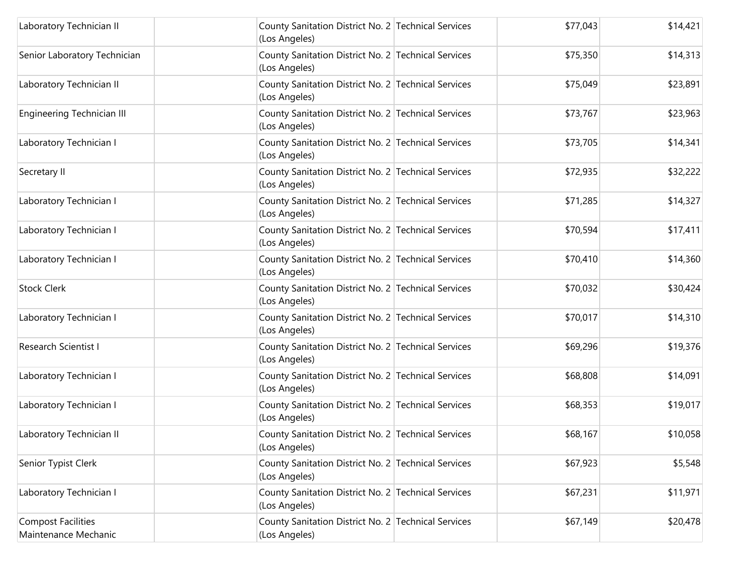| | | | | | |
|---|---|---|---|---|---|
| Laboratory Technician II | | County Sanitation District No. 2 (Los Angeles) | Technical Services | $77,043 | $14,421 |
| Senior Laboratory Technician | | County Sanitation District No. 2 (Los Angeles) | Technical Services | $75,350 | $14,313 |
| Laboratory Technician II | | County Sanitation District No. 2 (Los Angeles) | Technical Services | $75,049 | $23,891 |
| Engineering Technician III | | County Sanitation District No. 2 (Los Angeles) | Technical Services | $73,767 | $23,963 |
| Laboratory Technician I | | County Sanitation District No. 2 (Los Angeles) | Technical Services | $73,705 | $14,341 |
| Secretary II | | County Sanitation District No. 2 (Los Angeles) | Technical Services | $72,935 | $32,222 |
| Laboratory Technician I | | County Sanitation District No. 2 (Los Angeles) | Technical Services | $71,285 | $14,327 |
| Laboratory Technician I | | County Sanitation District No. 2 (Los Angeles) | Technical Services | $70,594 | $17,411 |
| Laboratory Technician I | | County Sanitation District No. 2 (Los Angeles) | Technical Services | $70,410 | $14,360 |
| Stock Clerk | | County Sanitation District No. 2 (Los Angeles) | Technical Services | $70,032 | $30,424 |
| Laboratory Technician I | | County Sanitation District No. 2 (Los Angeles) | Technical Services | $70,017 | $14,310 |
| Research Scientist I | | County Sanitation District No. 2 (Los Angeles) | Technical Services | $69,296 | $19,376 |
| Laboratory Technician I | | County Sanitation District No. 2 (Los Angeles) | Technical Services | $68,808 | $14,091 |
| Laboratory Technician I | | County Sanitation District No. 2 (Los Angeles) | Technical Services | $68,353 | $19,017 |
| Laboratory Technician II | | County Sanitation District No. 2 (Los Angeles) | Technical Services | $68,167 | $10,058 |
| Senior Typist Clerk | | County Sanitation District No. 2 (Los Angeles) | Technical Services | $67,923 | $5,548 |
| Laboratory Technician I | | County Sanitation District No. 2 (Los Angeles) | Technical Services | $67,231 | $11,971 |
| Compost Facilities Maintenance Mechanic | | County Sanitation District No. 2 (Los Angeles) | Technical Services | $67,149 | $20,478 |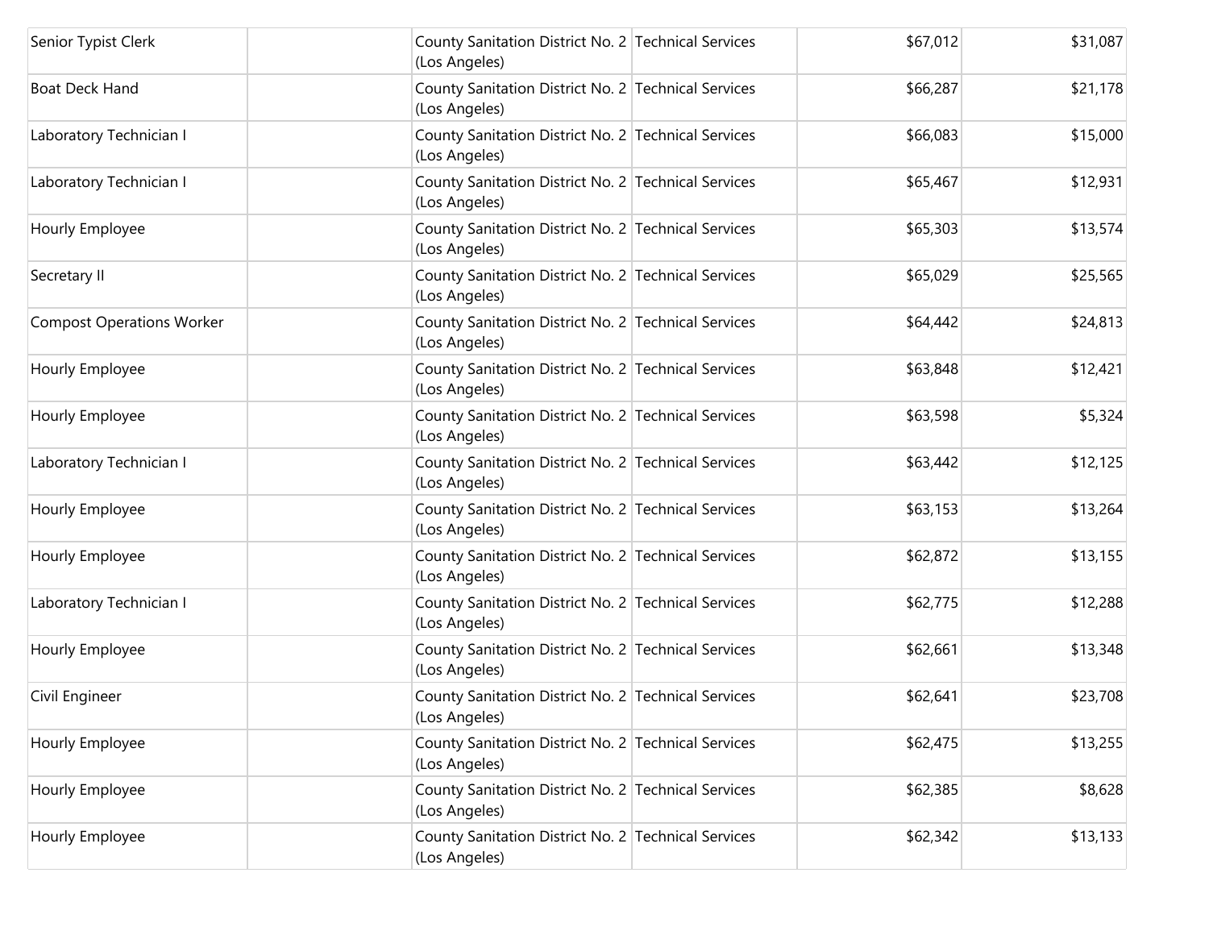| | | | | | |
|---|---|---|---|---|---|
| Senior Typist Clerk | | County Sanitation District No. 2 (Los Angeles) | Technical Services | $67,012 | $31,087 |
| Boat Deck Hand | | County Sanitation District No. 2 (Los Angeles) | Technical Services | $66,287 | $21,178 |
| Laboratory Technician I | | County Sanitation District No. 2 (Los Angeles) | Technical Services | $66,083 | $15,000 |
| Laboratory Technician I | | County Sanitation District No. 2 (Los Angeles) | Technical Services | $65,467 | $12,931 |
| Hourly Employee | | County Sanitation District No. 2 (Los Angeles) | Technical Services | $65,303 | $13,574 |
| Secretary II | | County Sanitation District No. 2 (Los Angeles) | Technical Services | $65,029 | $25,565 |
| Compost Operations Worker | | County Sanitation District No. 2 (Los Angeles) | Technical Services | $64,442 | $24,813 |
| Hourly Employee | | County Sanitation District No. 2 (Los Angeles) | Technical Services | $63,848 | $12,421 |
| Hourly Employee | | County Sanitation District No. 2 (Los Angeles) | Technical Services | $63,598 | $5,324 |
| Laboratory Technician I | | County Sanitation District No. 2 (Los Angeles) | Technical Services | $63,442 | $12,125 |
| Hourly Employee | | County Sanitation District No. 2 (Los Angeles) | Technical Services | $63,153 | $13,264 |
| Hourly Employee | | County Sanitation District No. 2 (Los Angeles) | Technical Services | $62,872 | $13,155 |
| Laboratory Technician I | | County Sanitation District No. 2 (Los Angeles) | Technical Services | $62,775 | $12,288 |
| Hourly Employee | | County Sanitation District No. 2 (Los Angeles) | Technical Services | $62,661 | $13,348 |
| Civil Engineer | | County Sanitation District No. 2 (Los Angeles) | Technical Services | $62,641 | $23,708 |
| Hourly Employee | | County Sanitation District No. 2 (Los Angeles) | Technical Services | $62,475 | $13,255 |
| Hourly Employee | | County Sanitation District No. 2 (Los Angeles) | Technical Services | $62,385 | $8,628 |
| Hourly Employee | | County Sanitation District No. 2 (Los Angeles) | Technical Services | $62,342 | $13,133 |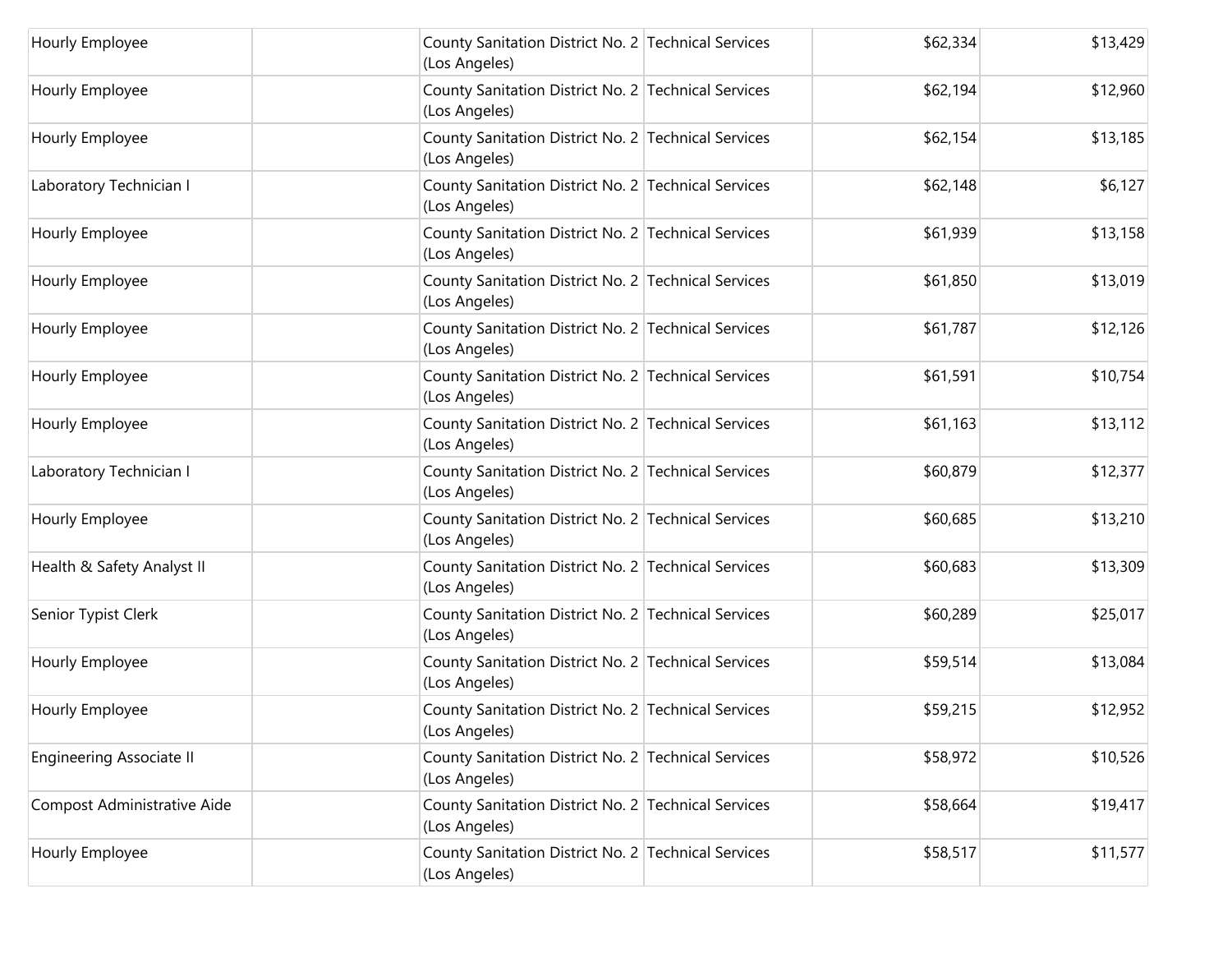| | | | | | |
|---|---|---|---|---|---|
| Hourly Employee | | County Sanitation District No. 2 (Los Angeles) | Technical Services | $62,334 | $13,429 |
| Hourly Employee | | County Sanitation District No. 2 (Los Angeles) | Technical Services | $62,194 | $12,960 |
| Hourly Employee | | County Sanitation District No. 2 (Los Angeles) | Technical Services | $62,154 | $13,185 |
| Laboratory Technician I | | County Sanitation District No. 2 (Los Angeles) | Technical Services | $62,148 | $6,127 |
| Hourly Employee | | County Sanitation District No. 2 (Los Angeles) | Technical Services | $61,939 | $13,158 |
| Hourly Employee | | County Sanitation District No. 2 (Los Angeles) | Technical Services | $61,850 | $13,019 |
| Hourly Employee | | County Sanitation District No. 2 (Los Angeles) | Technical Services | $61,787 | $12,126 |
| Hourly Employee | | County Sanitation District No. 2 (Los Angeles) | Technical Services | $61,591 | $10,754 |
| Hourly Employee | | County Sanitation District No. 2 (Los Angeles) | Technical Services | $61,163 | $13,112 |
| Laboratory Technician I | | County Sanitation District No. 2 (Los Angeles) | Technical Services | $60,879 | $12,377 |
| Hourly Employee | | County Sanitation District No. 2 (Los Angeles) | Technical Services | $60,685 | $13,210 |
| Health & Safety Analyst II | | County Sanitation District No. 2 (Los Angeles) | Technical Services | $60,683 | $13,309 |
| Senior Typist Clerk | | County Sanitation District No. 2 (Los Angeles) | Technical Services | $60,289 | $25,017 |
| Hourly Employee | | County Sanitation District No. 2 (Los Angeles) | Technical Services | $59,514 | $13,084 |
| Hourly Employee | | County Sanitation District No. 2 (Los Angeles) | Technical Services | $59,215 | $12,952 |
| Engineering Associate II | | County Sanitation District No. 2 (Los Angeles) | Technical Services | $58,972 | $10,526 |
| Compost Administrative Aide | | County Sanitation District No. 2 (Los Angeles) | Technical Services | $58,664 | $19,417 |
| Hourly Employee | | County Sanitation District No. 2 (Los Angeles) | Technical Services | $58,517 | $11,577 |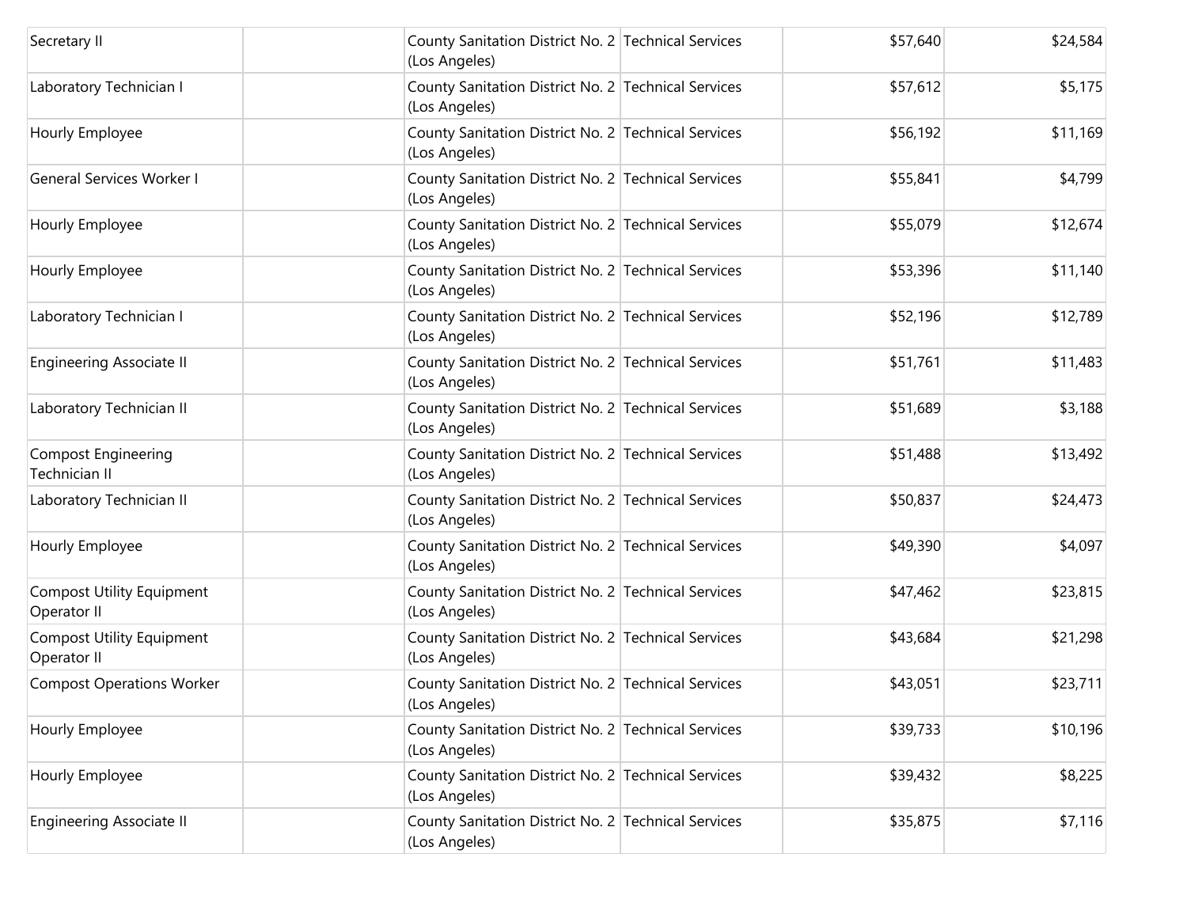| | | | | | |
|---|---|---|---|---|---|
| Secretary II | | County Sanitation District No. 2 (Los Angeles) | Technical Services | $57,640 | $24,584 |
| Laboratory Technician I | | County Sanitation District No. 2 (Los Angeles) | Technical Services | $57,612 | $5,175 |
| Hourly Employee | | County Sanitation District No. 2 (Los Angeles) | Technical Services | $56,192 | $11,169 |
| General Services Worker I | | County Sanitation District No. 2 (Los Angeles) | Technical Services | $55,841 | $4,799 |
| Hourly Employee | | County Sanitation District No. 2 (Los Angeles) | Technical Services | $55,079 | $12,674 |
| Hourly Employee | | County Sanitation District No. 2 (Los Angeles) | Technical Services | $53,396 | $11,140 |
| Laboratory Technician I | | County Sanitation District No. 2 (Los Angeles) | Technical Services | $52,196 | $12,789 |
| Engineering Associate II | | County Sanitation District No. 2 (Los Angeles) | Technical Services | $51,761 | $11,483 |
| Laboratory Technician II | | County Sanitation District No. 2 (Los Angeles) | Technical Services | $51,689 | $3,188 |
| Compost Engineering Technician II | | County Sanitation District No. 2 (Los Angeles) | Technical Services | $51,488 | $13,492 |
| Laboratory Technician II | | County Sanitation District No. 2 (Los Angeles) | Technical Services | $50,837 | $24,473 |
| Hourly Employee | | County Sanitation District No. 2 (Los Angeles) | Technical Services | $49,390 | $4,097 |
| Compost Utility Equipment Operator II | | County Sanitation District No. 2 (Los Angeles) | Technical Services | $47,462 | $23,815 |
| Compost Utility Equipment Operator II | | County Sanitation District No. 2 (Los Angeles) | Technical Services | $43,684 | $21,298 |
| Compost Operations Worker | | County Sanitation District No. 2 (Los Angeles) | Technical Services | $43,051 | $23,711 |
| Hourly Employee | | County Sanitation District No. 2 (Los Angeles) | Technical Services | $39,733 | $10,196 |
| Hourly Employee | | County Sanitation District No. 2 (Los Angeles) | Technical Services | $39,432 | $8,225 |
| Engineering Associate II | | County Sanitation District No. 2 (Los Angeles) | Technical Services | $35,875 | $7,116 |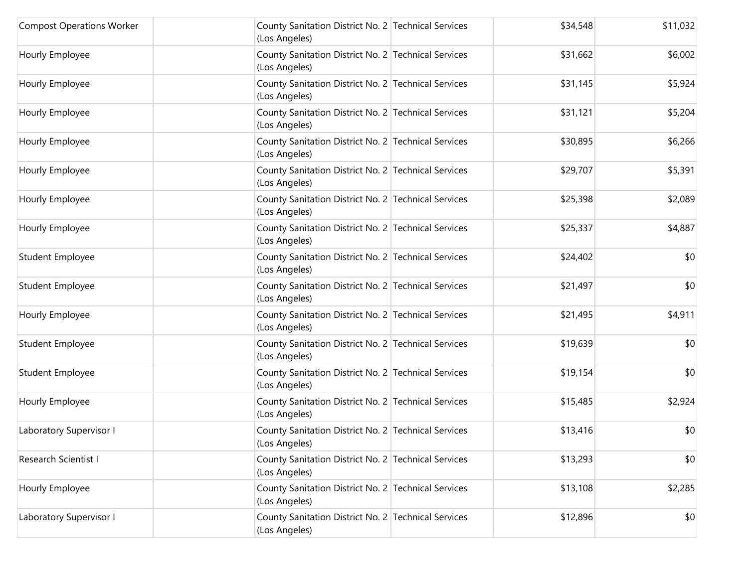| | | | | | |
|---|---|---|---|---|---|
| Compost Operations Worker | | County Sanitation District No. 2 (Los Angeles) | Technical Services | $34,548 | $11,032 |
| Hourly Employee | | County Sanitation District No. 2 (Los Angeles) | Technical Services | $31,662 | $6,002 |
| Hourly Employee | | County Sanitation District No. 2 (Los Angeles) | Technical Services | $31,145 | $5,924 |
| Hourly Employee | | County Sanitation District No. 2 (Los Angeles) | Technical Services | $31,121 | $5,204 |
| Hourly Employee | | County Sanitation District No. 2 (Los Angeles) | Technical Services | $30,895 | $6,266 |
| Hourly Employee | | County Sanitation District No. 2 (Los Angeles) | Technical Services | $29,707 | $5,391 |
| Hourly Employee | | County Sanitation District No. 2 (Los Angeles) | Technical Services | $25,398 | $2,089 |
| Hourly Employee | | County Sanitation District No. 2 (Los Angeles) | Technical Services | $25,337 | $4,887 |
| Student Employee | | County Sanitation District No. 2 (Los Angeles) | Technical Services | $24,402 | $0 |
| Student Employee | | County Sanitation District No. 2 (Los Angeles) | Technical Services | $21,497 | $0 |
| Hourly Employee | | County Sanitation District No. 2 (Los Angeles) | Technical Services | $21,495 | $4,911 |
| Student Employee | | County Sanitation District No. 2 (Los Angeles) | Technical Services | $19,639 | $0 |
| Student Employee | | County Sanitation District No. 2 (Los Angeles) | Technical Services | $19,154 | $0 |
| Hourly Employee | | County Sanitation District No. 2 (Los Angeles) | Technical Services | $15,485 | $2,924 |
| Laboratory Supervisor I | | County Sanitation District No. 2 (Los Angeles) | Technical Services | $13,416 | $0 |
| Research Scientist I | | County Sanitation District No. 2 (Los Angeles) | Technical Services | $13,293 | $0 |
| Hourly Employee | | County Sanitation District No. 2 (Los Angeles) | Technical Services | $13,108 | $2,285 |
| Laboratory Supervisor I | | County Sanitation District No. 2 (Los Angeles) | Technical Services | $12,896 | $0 |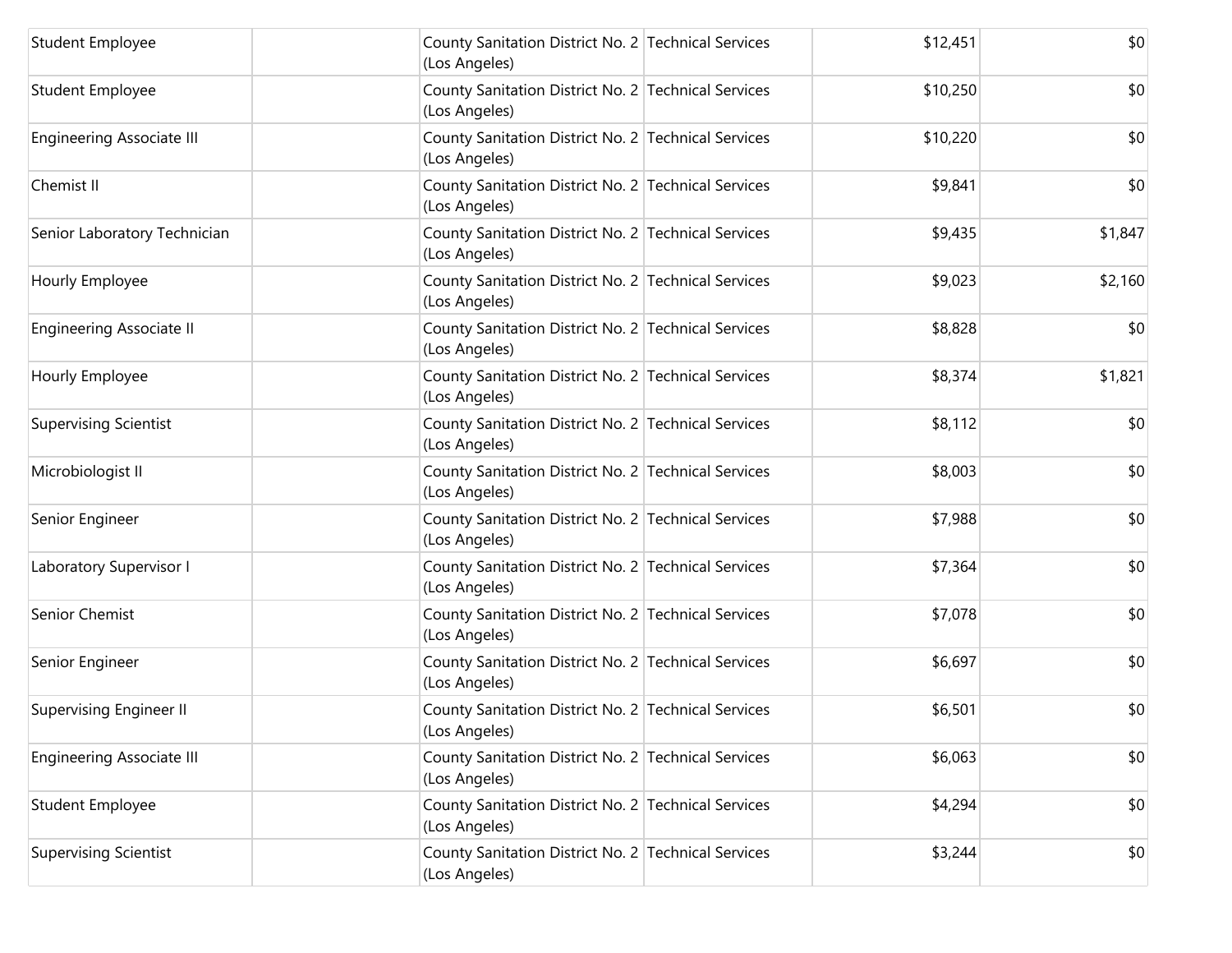| | | | | | |
|---|---|---|---|---|---|
| Student Employee | | County Sanitation District No. 2 (Los Angeles) | Technical Services | $12,451 | $0 |
| Student Employee | | County Sanitation District No. 2 (Los Angeles) | Technical Services | $10,250 | $0 |
| Engineering Associate III | | County Sanitation District No. 2 (Los Angeles) | Technical Services | $10,220 | $0 |
| Chemist II | | County Sanitation District No. 2 (Los Angeles) | Technical Services | $9,841 | $0 |
| Senior Laboratory Technician | | County Sanitation District No. 2 (Los Angeles) | Technical Services | $9,435 | $1,847 |
| Hourly Employee | | County Sanitation District No. 2 (Los Angeles) | Technical Services | $9,023 | $2,160 |
| Engineering Associate II | | County Sanitation District No. 2 (Los Angeles) | Technical Services | $8,828 | $0 |
| Hourly Employee | | County Sanitation District No. 2 (Los Angeles) | Technical Services | $8,374 | $1,821 |
| Supervising Scientist | | County Sanitation District No. 2 (Los Angeles) | Technical Services | $8,112 | $0 |
| Microbiologist II | | County Sanitation District No. 2 (Los Angeles) | Technical Services | $8,003 | $0 |
| Senior Engineer | | County Sanitation District No. 2 (Los Angeles) | Technical Services | $7,988 | $0 |
| Laboratory Supervisor I | | County Sanitation District No. 2 (Los Angeles) | Technical Services | $7,364 | $0 |
| Senior Chemist | | County Sanitation District No. 2 (Los Angeles) | Technical Services | $7,078 | $0 |
| Senior Engineer | | County Sanitation District No. 2 (Los Angeles) | Technical Services | $6,697 | $0 |
| Supervising Engineer II | | County Sanitation District No. 2 (Los Angeles) | Technical Services | $6,501 | $0 |
| Engineering Associate III | | County Sanitation District No. 2 (Los Angeles) | Technical Services | $6,063 | $0 |
| Student Employee | | County Sanitation District No. 2 (Los Angeles) | Technical Services | $4,294 | $0 |
| Supervising Scientist | | County Sanitation District No. 2 (Los Angeles) | Technical Services | $3,244 | $0 |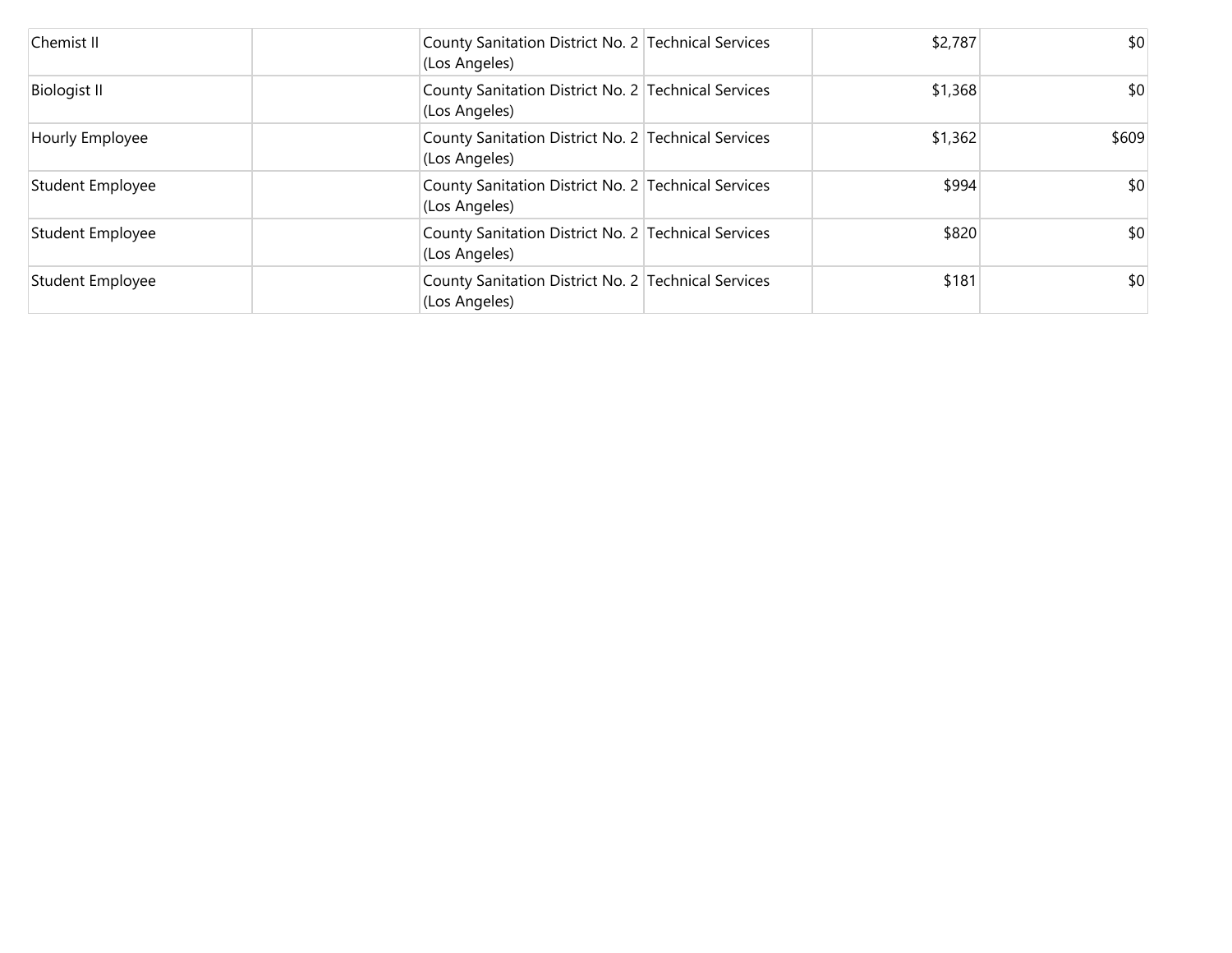| | | | | | |
|---|---|---|---|---|---|
| Chemist II | | County Sanitation District No. 2 (Los Angeles) | Technical Services | $2,787 | $0 |
| Biologist II | | County Sanitation District No. 2 (Los Angeles) | Technical Services | $1,368 | $0 |
| Hourly Employee | | County Sanitation District No. 2 (Los Angeles) | Technical Services | $1,362 | $609 |
| Student Employee | | County Sanitation District No. 2 (Los Angeles) | Technical Services | $994 | $0 |
| Student Employee | | County Sanitation District No. 2 (Los Angeles) | Technical Services | $820 | $0 |
| Student Employee | | County Sanitation District No. 2 (Los Angeles) | Technical Services | $181 | $0 |